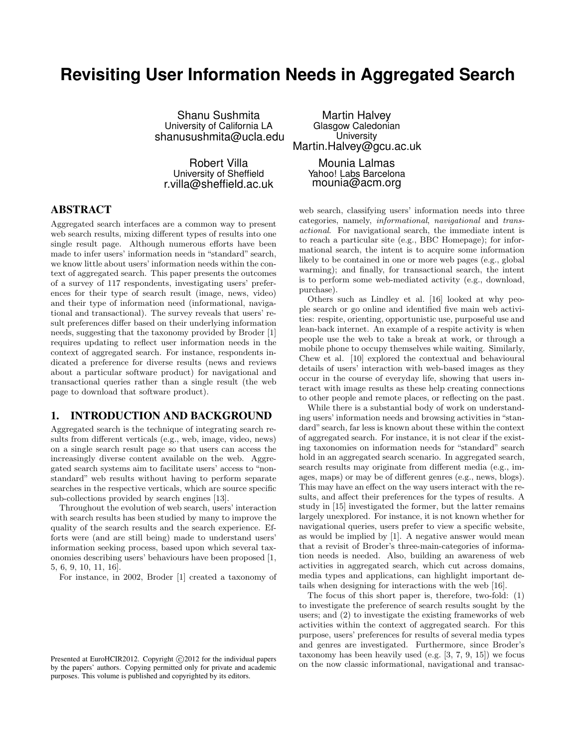# Revisiting User Information Needs in Aggregated Search

Shanu Sushmita
University of California LA
shanusushmita@ucla.edu

Martin Halvey
Glasgow Caledonian University
Martin.Halvey@gcu.ac.uk

Robert Villa
University of Sheffield
r.villa@sheffield.ac.uk

Mounia Lalmas
Yahoo! Labs Barcelona
mounia@acm.org

## ABSTRACT

Aggregated search interfaces are a common way to present web search results, mixing different types of results into one single result page. Although numerous efforts have been made to infer users' information needs in "standard" search, we know little about users' information needs within the context of aggregated search. This paper presents the outcomes of a survey of 117 respondents, investigating users' preferences for their type of search result (image, news, video) and their type of information need (informational, navigational and transactional). The survey reveals that users' result preferences differ based on their underlying information needs, suggesting that the taxonomy provided by Broder [1] requires updating to reflect user information needs in the context of aggregated search. For instance, respondents indicated a preference for diverse results (news and reviews about a particular software product) for navigational and transactional queries rather than a single result (the web page to download that software product).

## 1. INTRODUCTION AND BACKGROUND

Aggregated search is the technique of integrating search results from different verticals (e.g., web, image, video, news) on a single search result page so that users can access the increasingly diverse content available on the web. Aggregated search systems aim to facilitate users' access to "non-standard" web results without having to perform separate searches in the respective verticals, which are source specific sub-collections provided by search engines [13].

Throughout the evolution of web search, users' interaction with search results has been studied by many to improve the quality of the search results and the search experience. Efforts were (and are still being) made to understand users' information seeking process, based upon which several taxonomies describing users' behaviours have been proposed [1, 5, 6, 9, 10, 11, 16].

For instance, in 2002, Broder [1] created a taxonomy of web search, classifying users' information needs into three categories, namely, *informational*, *navigational* and *transactional*. For navigational search, the immediate intent is to reach a particular site (e.g., BBC Homepage); for informational search, the intent is to acquire some information likely to be contained in one or more web pages (e.g., global warming); and finally, for transactional search, the intent is to perform some web-mediated activity (e.g., download, purchase).

Others such as Lindley et al. [16] looked at why people search or go online and identified five main web activities: respite, orienting, opportunistic use, purposeful use and lean-back internet. An example of a respite activity is when people use the web to take a break at work, or through a mobile phone to occupy themselves while waiting. Similarly, Chew et al. [10] explored the contextual and behavioural details of users' interaction with web-based images as they occur in the course of everyday life, showing that users interact with image results as these help creating connections to other people and remote places, or reflecting on the past.

While there is a substantial body of work on understanding users' information needs and browsing activities in "standard" search, far less is known about these within the context of aggregated search. For instance, it is not clear if the existing taxonomies on information needs for "standard" search hold in an aggregated search scenario. In aggregated search, search results may originate from different media (e.g., images, maps) or may be of different genres (e.g., news, blogs). This may have an effect on the way users interact with the results, and affect their preferences for the types of results. A study in [15] investigated the former, but the latter remains largely unexplored. For instance, it is not known whether for navigational queries, users prefer to view a specific website, as would be implied by [1]. A negative answer would mean that a revisit of Broder's three-main-categories of information needs is needed. Also, building an awareness of web activities in aggregated search, which cut across domains, media types and applications, can highlight important details when designing for interactions with the web [16].

The focus of this short paper is, therefore, two-fold: (1) to investigate the preference of search results sought by the users; and (2) to investigate the existing frameworks of web activities within the context of aggregated search. For this purpose, users' preferences for results of several media types and genres are investigated. Furthermore, since Broder's taxonomy has been heavily used (e.g. [3, 7, 9, 15]) we focus on the now classic informational, navigational and transac-

Presented at EuroHCIR2012. Copyright ©2012 for the individual papers by the papers' authors. Copying permitted only for private and academic purposes. This volume is published and copyrighted by its editors.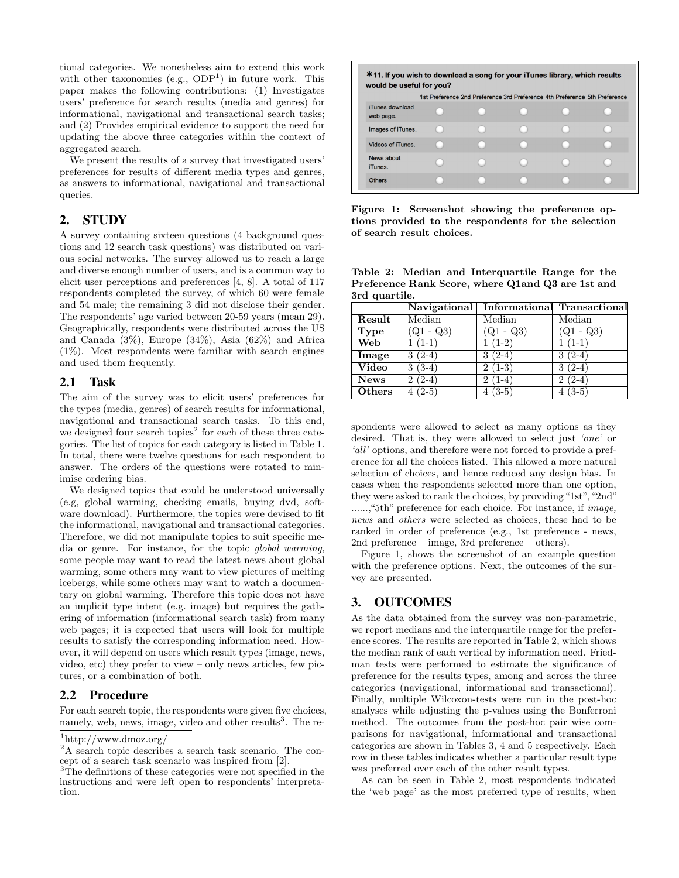tional categories. We nonetheless aim to extend this work with other taxonomies (e.g., ODP[1]) in future work. This paper makes the following contributions: (1) Investigates users' preference for search results (media and genres) for informational, navigational and transactional search tasks; and (2) Provides empirical evidence to support the need for updating the above three categories within the context of aggregated search.

We present the results of a survey that investigated users' preferences for results of different media types and genres, as answers to informational, navigational and transactional queries.

## 2. STUDY

A survey containing sixteen questions (4 background questions and 12 search task questions) was distributed on various social networks. The survey allowed us to reach a large and diverse enough number of users, and is a common way to elicit user perceptions and preferences [4, 8]. A total of 117 respondents completed the survey, of which 60 were female and 54 male; the remaining 3 did not disclose their gender. The respondents' age varied between 20-59 years (mean 29). Geographically, respondents were distributed across the US and Canada (3%), Europe (34%), Asia (62%) and Africa (1%). Most respondents were familiar with search engines and used them frequently.

### 2.1 Task

The aim of the survey was to elicit users' preferences for the types (media, genres) of search results for informational, navigational and transactional search tasks. To this end, we designed four search topics[2] for each of these three categories. The list of topics for each category is listed in Table 1. In total, there were twelve questions for each respondent to answer. The orders of the questions were rotated to minimise ordering bias.

We designed topics that could be understood universally (e.g, global warming, checking emails, buying dvd, software download). Furthermore, the topics were devised to fit the informational, navigational and transactional categories. Therefore, we did not manipulate topics to suit specific media or genre. For instance, for the topic *global warming*, some people may want to read the latest news about global warming, some others may want to view pictures of melting icebergs, while some others may want to watch a documentary on global warming. Therefore this topic does not have an implicit type intent (e.g. image) but requires the gathering of information (informational search task) from many web pages; it is expected that users will look for multiple results to satisfy the corresponding information need. However, it will depend on users which result types (image, news, video, etc) they prefer to view – only news articles, few pictures, or a combination of both.

### 2.2 Procedure

For each search topic, the respondents were given five choices, namely, web, news, image, video and other results[3]. The respondents were allowed to select as many options as they desired. That is, they were allowed to select just *'one'* or *'all'* options, and therefore were not forced to provide a preference for all the choices listed. This allowed a more natural selection of choices, and hence reduced any design bias. In cases when the respondents selected more than one option, they were asked to rank the choices, by providing "1st", "2nd" ......,"5th" preference for each choice. For instance, if *image, news* and *others* were selected as choices, these had to be ranked in order of preference (e.g., 1st preference - news, 2nd preference – image, 3rd preference – others).

Figure 1, shows the screenshot of an example question with the preference options. Next, the outcomes of the survey are presented.

**Figure 1: Screenshot showing the preference options provided to the respondents for the selection of search result choices.**

**Table 2: Median and Interquartile Range for the Preference Rank Score, where Q1and Q3 are 1st and 3rd quartile.**

| | Navigational | Informational | Transactional |
|---|---|---|---|
| **Result Type** | Median (Q1 - Q3) | Median (Q1 - Q3) | Median (Q1 - Q3) |
| **Web** | 1 (1-1) | 1 (1-2) | 1 (1-1) |
| **Image** | 3 (2-4) | 3 (2-4) | 3 (2-4) |
| **Video** | 3 (3-4) | 2 (1-3) | 3 (2-4) |
| **News** | 2 (2-4) | 2 (1-4) | 2 (2-4) |
| **Others** | 4 (2-5) | 4 (3-5) | 4 (3-5) |

## 3. OUTCOMES

As the data obtained from the survey was non-parametric, we report medians and the interquartile range for the preference scores. The results are reported in Table 2, which shows the median rank of each vertical by information need. Friedman tests were performed to estimate the significance of preference for the results types, among and across the three categories (navigational, informational and transactional). Finally, multiple Wilcoxon-tests were run in the post-hoc analyses while adjusting the p-values using the Bonferroni method. The outcomes from the post-hoc pair wise comparisons for navigational, informational and transactional categories are shown in Tables 3, 4 and 5 respectively. Each row in these tables indicates whether a particular result type was preferred over each of the other result types.

As can be seen in Table 2, most respondents indicated the 'web page' as the most preferred type of results, when

[1]http://www.dmoz.org/

[2]A search topic describes a search task scenario. The concept of a search task scenario was inspired from [2].

[3]The definitions of these categories were not specified in the instructions and were left open to respondents' interpretation.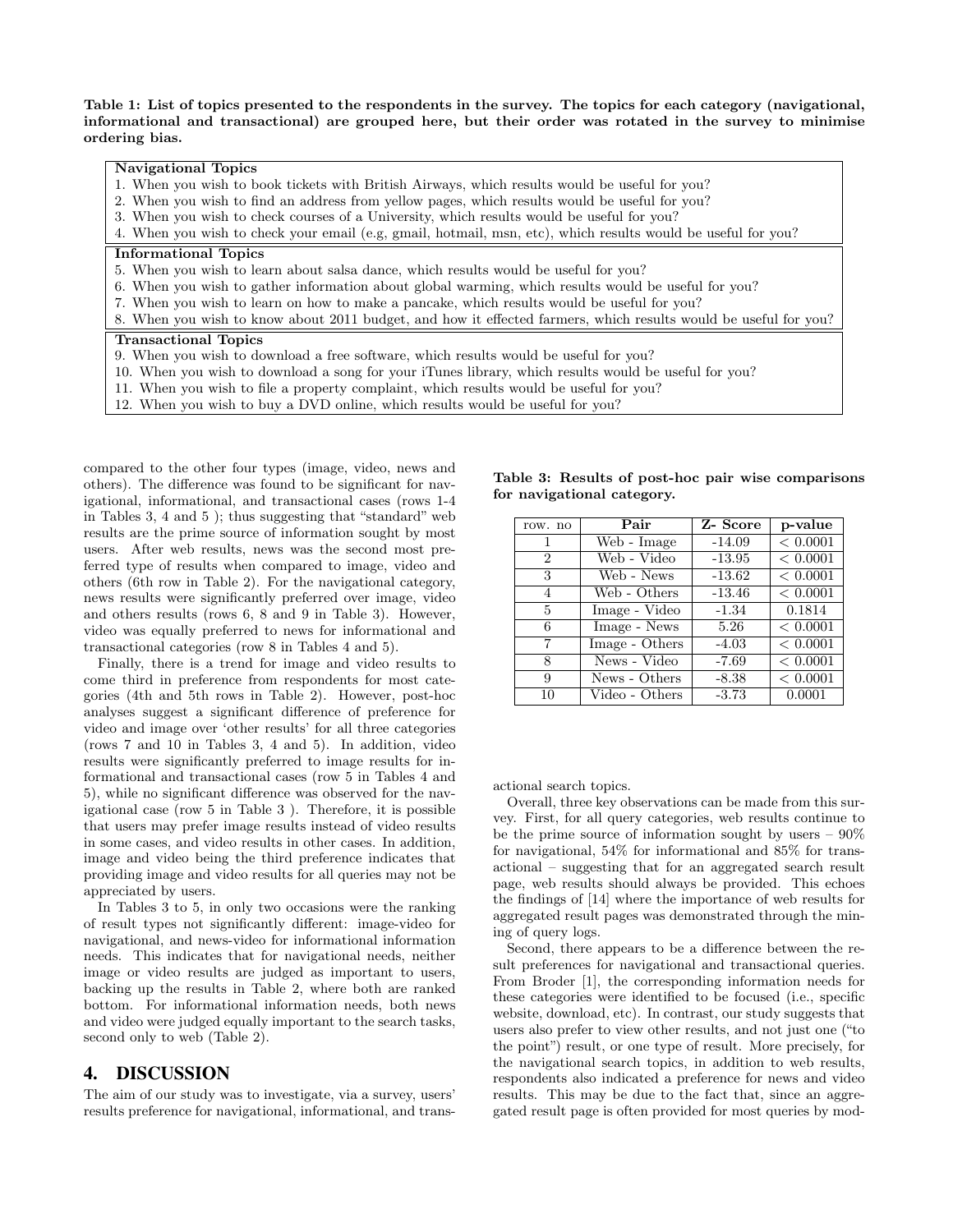**Table 1: List of topics presented to the respondents in the survey. The topics for each category (navigational, informational and transactional) are grouped here, but their order was rotated in the survey to minimise ordering bias.**

| **Navigational Topics** |
|---|
| 1. When you wish to book tickets with British Airways, which results would be useful for you? |
| 2. When you wish to find an address from yellow pages, which results would be useful for you? |
| 3. When you wish to check courses of a University, which results would be useful for you? |
| 4. When you wish to check your email (e.g, gmail, hotmail, msn, etc), which results would be useful for you? |
| **Informational Topics** |
| 5. When you wish to learn about salsa dance, which results would be useful for you? |
| 6. When you wish to gather information about global warming, which results would be useful for you? |
| 7. When you wish to learn on how to make a pancake, which results would be useful for you? |
| 8. When you wish to know about 2011 budget, and how it effected farmers, which results would be useful for you? |
| **Transactional Topics** |
| 9. When you wish to download a free software, which results would be useful for you? |
| 10. When you wish to download a song for your iTunes library, which results would be useful for you? |
| 11. When you wish to file a property complaint, which results would be useful for you? |
| 12. When you wish to buy a DVD online, which results would be useful for you? |

compared to the other four types (image, video, news and others). The difference was found to be significant for navigational, informational, and transactional cases (rows 1-4 in Tables 3, 4 and 5 ); thus suggesting that "standard" web results are the prime source of information sought by most users. After web results, news was the second most preferred type of results when compared to image, video and others (6th row in Table 2). For the navigational category, news results were significantly preferred over image, video and others results (rows 6, 8 and 9 in Table 3). However, video was equally preferred to news for informational and transactional categories (row 8 in Tables 4 and 5).

Finally, there is a trend for image and video results to come third in preference from respondents for most categories (4th and 5th rows in Table 2). However, post-hoc analyses suggest a significant difference of preference for video and image over 'other results' for all three categories (rows 7 and 10 in Tables 3, 4 and 5). In addition, video results were significantly preferred to image results for informational and transactional cases (row 5 in Tables 4 and 5), while no significant difference was observed for the navigational case (row 5 in Table 3 ). Therefore, it is possible that users may prefer image results instead of video results in some cases, and video results in other cases. In addition, image and video being the third preference indicates that providing image and video results for all queries may not be appreciated by users.

In Tables 3 to 5, in only two occasions were the ranking of result types not significantly different: image-video for navigational, and news-video for informational information needs. This indicates that for navigational needs, neither image or video results are judged as important to users, backing up the results in Table 2, where both are ranked bottom. For informational information needs, both news and video were judged equally important to the search tasks, second only to web (Table 2).

**Table 3: Results of post-hoc pair wise comparisons for navigational category.**

| row. no | Pair | Z- Score | p-value |
|---|---|---|---|
| 1 | Web - Image | -14.09 | < 0.0001 |
| 2 | Web - Video | -13.95 | < 0.0001 |
| 3 | Web - News | -13.62 | < 0.0001 |
| 4 | Web - Others | -13.46 | < 0.0001 |
| 5 | Image - Video | -1.34 | 0.1814 |
| 6 | Image - News | 5.26 | < 0.0001 |
| 7 | Image - Others | -4.03 | < 0.0001 |
| 8 | News - Video | -7.69 | < 0.0001 |
| 9 | News - Others | -8.38 | < 0.0001 |
| 10 | Video - Others | -3.73 | 0.0001 |

## 4. DISCUSSION

The aim of our study was to investigate, via a survey, users' results preference for navigational, informational, and transactional search topics.

Overall, three key observations can be made from this survey. First, for all query categories, web results continue to be the prime source of information sought by users – 90% for navigational, 54% for informational and 85% for transactional – suggesting that for an aggregated search result page, web results should always be provided. This echoes the findings of [14] where the importance of web results for aggregated result pages was demonstrated through the mining of query logs.

Second, there appears to be a difference between the result preferences for navigational and transactional queries. From Broder [1], the corresponding information needs for these categories were identified to be focused (i.e., specific website, download, etc). In contrast, our study suggests that users also prefer to view other results, and not just one ("to the point") result, or one type of result. More precisely, for the navigational search topics, in addition to web results, respondents also indicated a preference for news and video results. This may be due to the fact that, since an aggregated result page is often provided for most queries by mod-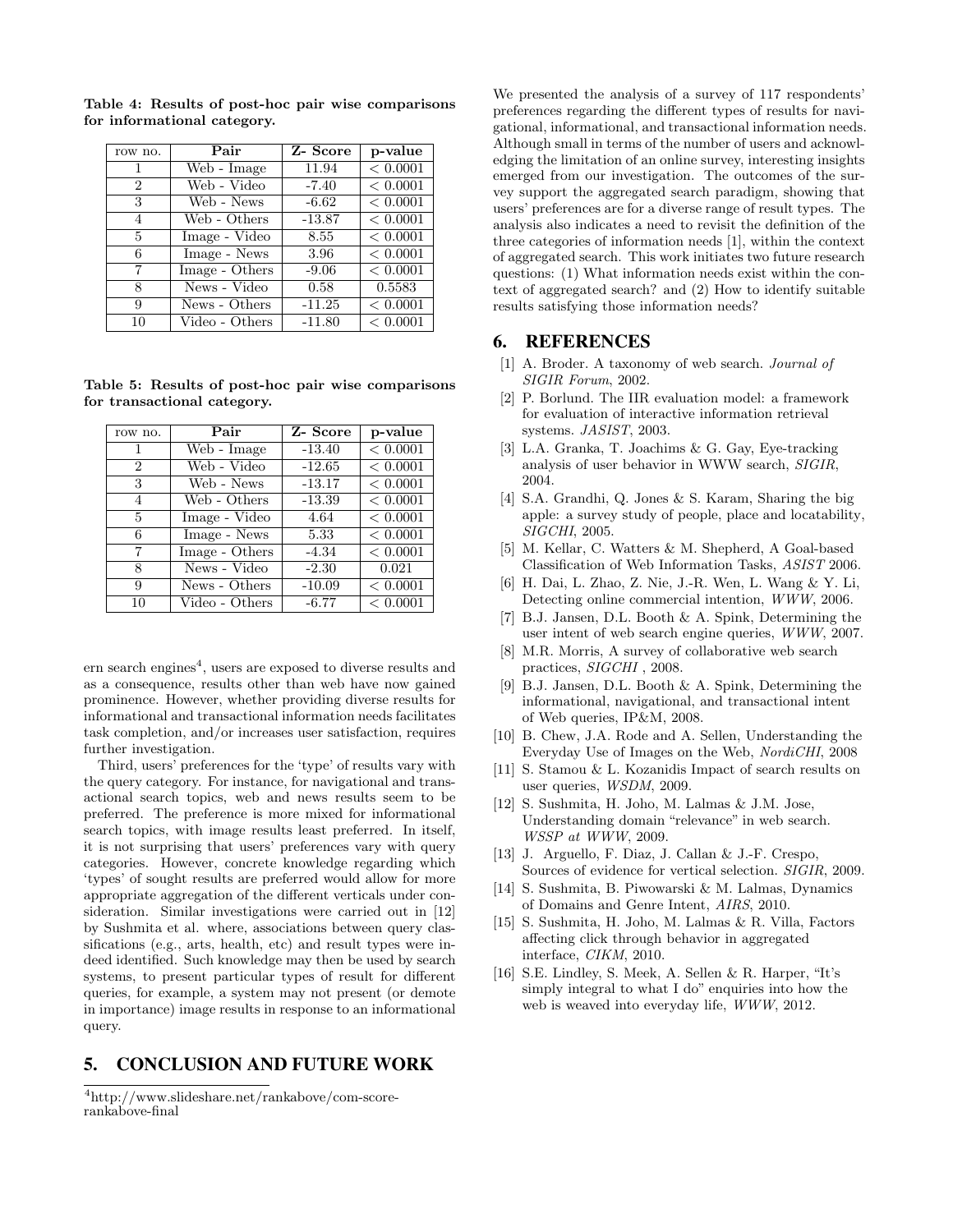**Table 4: Results of post-hoc pair wise comparisons for informational category.**

| row no. | Pair | Z- Score | p-value |
|---|---|---|---|
| 1 | Web - Image | 11.94 | $< 0.0001$ |
| 2 | Web - Video | -7.40 | $< 0.0001$ |
| 3 | Web - News | -6.62 | $< 0.0001$ |
| 4 | Web - Others | -13.87 | $< 0.0001$ |
| 5 | Image - Video | 8.55 | $< 0.0001$ |
| 6 | Image - News | 3.96 | $< 0.0001$ |
| 7 | Image - Others | -9.06 | $< 0.0001$ |
| 8 | News - Video | 0.58 | 0.5583 |
| 9 | News - Others | -11.25 | $< 0.0001$ |
| 10 | Video - Others | -11.80 | $< 0.0001$ |

**Table 5: Results of post-hoc pair wise comparisons for transactional category.**

| row no. | Pair | Z- Score | p-value |
|---|---|---|---|
| 1 | Web - Image | -13.40 | $< 0.0001$ |
| 2 | Web - Video | -12.65 | $< 0.0001$ |
| 3 | Web - News | -13.17 | $< 0.0001$ |
| 4 | Web - Others | -13.39 | $< 0.0001$ |
| 5 | Image - Video | 4.64 | $< 0.0001$ |
| 6 | Image - News | 5.33 | $< 0.0001$ |
| 7 | Image - Others | -4.34 | $< 0.0001$ |
| 8 | News - Video | -2.30 | 0.021 |
| 9 | News - Others | -10.09 | $< 0.0001$ |
| 10 | Video - Others | -6.77 | $< 0.0001$ |

ern search engines[4], users are exposed to diverse results and as a consequence, results other than web have now gained prominence. However, whether providing diverse results for informational and transactional information needs facilitates task completion, and/or increases user satisfaction, requires further investigation.

Third, users' preferences for the 'type' of results vary with the query category. For instance, for navigational and transactional search topics, web and news results seem to be preferred. The preference is more mixed for informational search topics, with image results least preferred. In itself, it is not surprising that users' preferences vary with query categories. However, concrete knowledge regarding which 'types' of sought results are preferred would allow for more appropriate aggregation of the different verticals under consideration. Similar investigations were carried out in [12] by Sushmita et al. where, associations between query classifications (e.g., arts, health, etc) and result types were indeed identified. Such knowledge may then be used by search systems, to present particular types of result for different queries, for example, a system may not present (or demote in importance) image results in response to an informational query.

## 5. CONCLUSION AND FUTURE WORK

We presented the analysis of a survey of 117 respondents' preferences regarding the different types of results for navigational, informational, and transactional information needs. Although small in terms of the number of users and acknowledging the limitation of an online survey, interesting insights emerged from our investigation. The outcomes of the survey support the aggregated search paradigm, showing that users' preferences are for a diverse range of result types. The analysis also indicates a need to revisit the definition of the three categories of information needs [1], within the context of aggregated search. This work initiates two future research questions: (1) What information needs exist within the context of aggregated search? and (2) How to identify suitable results satisfying those information needs?

## 6. REFERENCES

[1] A. Broder. A taxonomy of web search. *Journal of SIGIR Forum*, 2002.

[2] P. Borlund. The IIR evaluation model: a framework for evaluation of interactive information retrieval systems. *JASIST*, 2003.

[3] L.A. Granka, T. Joachims & G. Gay, Eye-tracking analysis of user behavior in WWW search, *SIGIR*, 2004.

[4] S.A. Grandhi, Q. Jones & S. Karam, Sharing the big apple: a survey study of people, place and locatability, *SIGCHI*, 2005.

[5] M. Kellar, C. Watters & M. Shepherd, A Goal-based Classification of Web Information Tasks, *ASIST* 2006.

[6] H. Dai, L. Zhao, Z. Nie, J.-R. Wen, L. Wang & Y. Li, Detecting online commercial intention, *WWW*, 2006.

[7] B.J. Jansen, D.L. Booth & A. Spink, Determining the user intent of web search engine queries, *WWW*, 2007.

[8] M.R. Morris, A survey of collaborative web search practices, *SIGCHI* , 2008.

[9] B.J. Jansen, D.L. Booth & A. Spink, Determining the informational, navigational, and transactional intent of Web queries, IP&M, 2008.

[10] B. Chew, J.A. Rode and A. Sellen, Understanding the Everyday Use of Images on the Web, *NordiCHI*, 2008

[11] S. Stamou & L. Kozanidis Impact of search results on user queries, *WSDM*, 2009.

[12] S. Sushmita, H. Joho, M. Lalmas & J.M. Jose, Understanding domain "relevance" in web search. *WSSP at WWW*, 2009.

[13] J. Arguello, F. Diaz, J. Callan & J.-F. Crespo, Sources of evidence for vertical selection. *SIGIR*, 2009.

[14] S. Sushmita, B. Piwowarski & M. Lalmas, Dynamics of Domains and Genre Intent, *AIRS*, 2010.

[15] S. Sushmita, H. Joho, M. Lalmas & R. Villa, Factors affecting click through behavior in aggregated interface, *CIKM*, 2010.

[16] S.E. Lindley, S. Meek, A. Sellen & R. Harper, "It's simply integral to what I do" enquiries into how the web is weaved into everyday life, *WWW*, 2012.

[4] http://www.slideshare.net/rankabove/com-score-rankabove-final